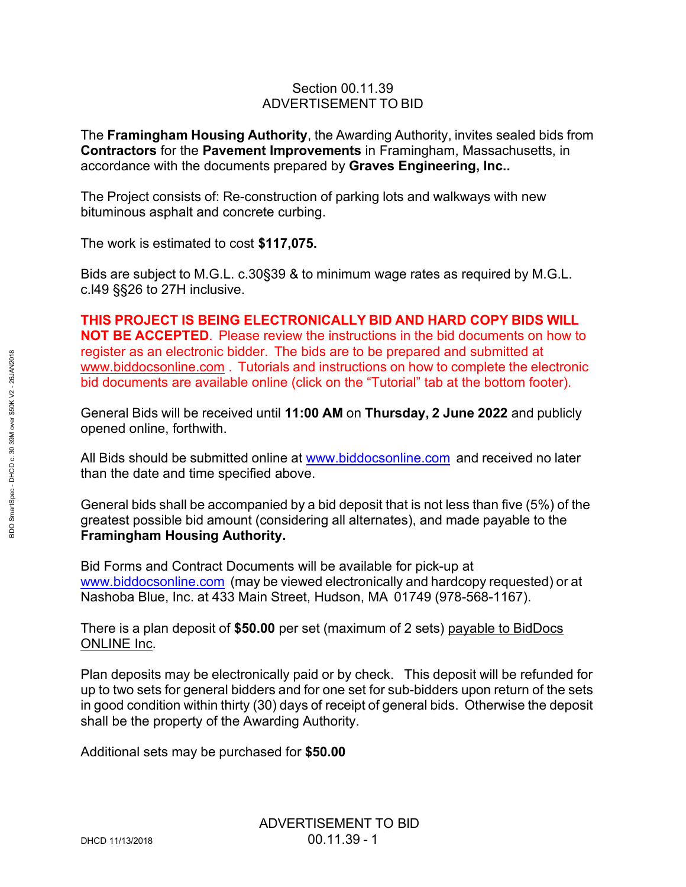# Section 00.11.39
# ADVERTISEMENT TO BID

The **Framingham Housing Authority**, the Awarding Authority, invites sealed bids from **Contractors** for the **Pavement Improvements** in Framingham, Massachusetts, in accordance with the documents prepared by **Graves Engineering, Inc..**

The Project consists of: Re-construction of parking lots and walkways with new bituminous asphalt and concrete curbing.

The work is estimated to cost **$117,075.**

Bids are subject to M.G.L. c.30§39 & to minimum wage rates as required by M.G.L. c.l49 §§26 to 27H inclusive.

**THIS PROJECT IS BEING ELECTRONICALLY BID AND HARD COPY BIDS WILL NOT BE ACCEPTED**. Please review the instructions in the bid documents on how to register as an electronic bidder. The bids are to be prepared and submitted at www.biddocsonline.com . Tutorials and instructions on how to complete the electronic bid documents are available online (click on the "Tutorial" tab at the bottom footer).

General Bids will be received until **11:00 AM** on **Thursday, 2 June 2022** and publicly opened online, forthwith.

All Bids should be submitted online at www.biddocsonline.com and received no later than the date and time specified above.

General bids shall be accompanied by a bid deposit that is not less than five (5%) of the greatest possible bid amount (considering all alternates), and made payable to the **Framingham Housing Authority.**

Bid Forms and Contract Documents will be available for pick-up at www.biddocsonline.com (may be viewed electronically and hardcopy requested) or at Nashoba Blue, Inc. at 433 Main Street, Hudson, MA 01749 (978-568-1167).

There is a plan deposit of **$50.00** per set (maximum of 2 sets) payable to BidDocs ONLINE Inc.

Plan deposits may be electronically paid or by check. This deposit will be refunded for up to two sets for general bidders and for one set for sub-bidders upon return of the sets in good condition within thirty (30) days of receipt of general bids. Otherwise the deposit shall be the property of the Awarding Authority.

Additional sets may be purchased for **$50.00**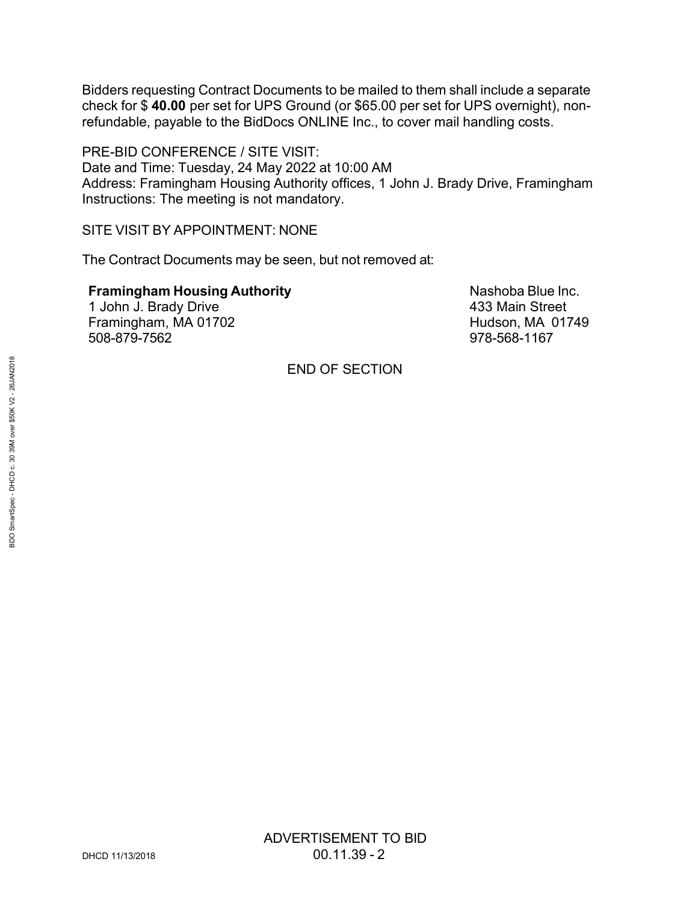Bidders requesting Contract Documents to be mailed to them shall include a separate check for $ **40.00** per set for UPS Ground (or $65.00 per set for UPS overnight), non-refundable, payable to the BidDocs ONLINE Inc., to cover mail handling costs.

PRE-BID CONFERENCE / SITE VISIT:
Date and Time: Tuesday, 24 May 2022 at 10:00 AM
Address: Framingham Housing Authority offices, 1 John J. Brady Drive, Framingham
Instructions: The meeting is not mandatory.

SITE VISIT BY APPOINTMENT: NONE

The Contract Documents may be seen, but not removed at:

**Framingham Housing Authority**
1 John J. Brady Drive
Framingham, MA 01702
508-879-7562

Nashoba Blue Inc.
433 Main Street
Hudson, MA 01749
978-568-1167

END OF SECTION